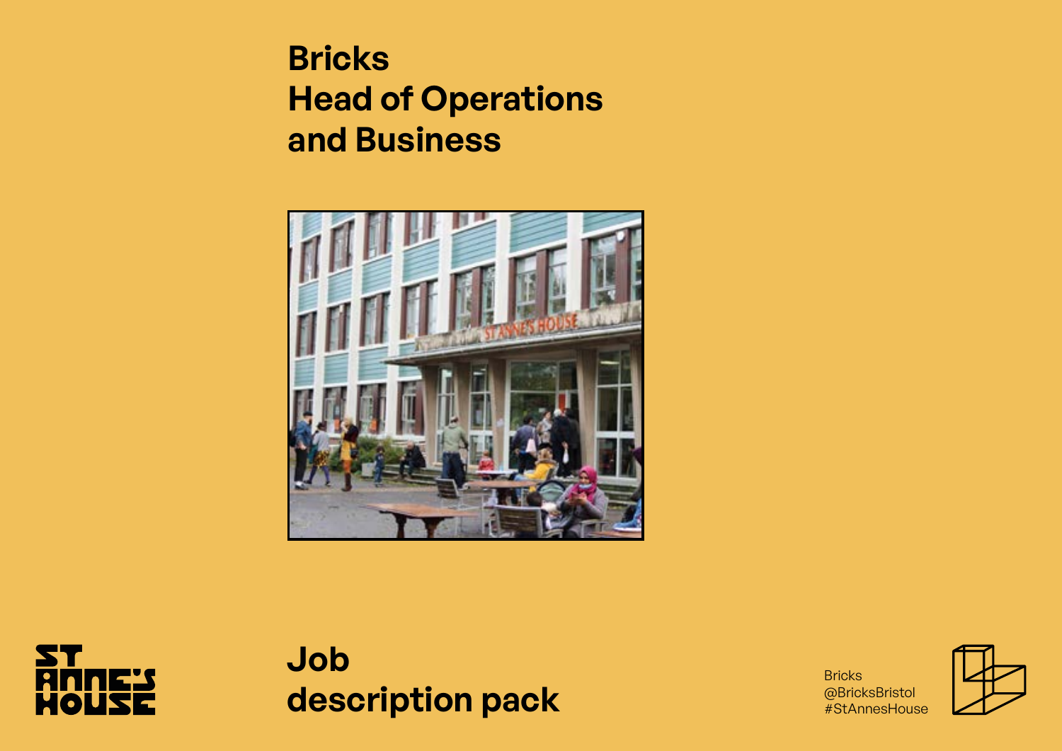# Bricks
# Head of Operations and Business

ST ANNE'S HOUSE

## Job description pack

Bricks
@BricksBristol
#StAnnesHouse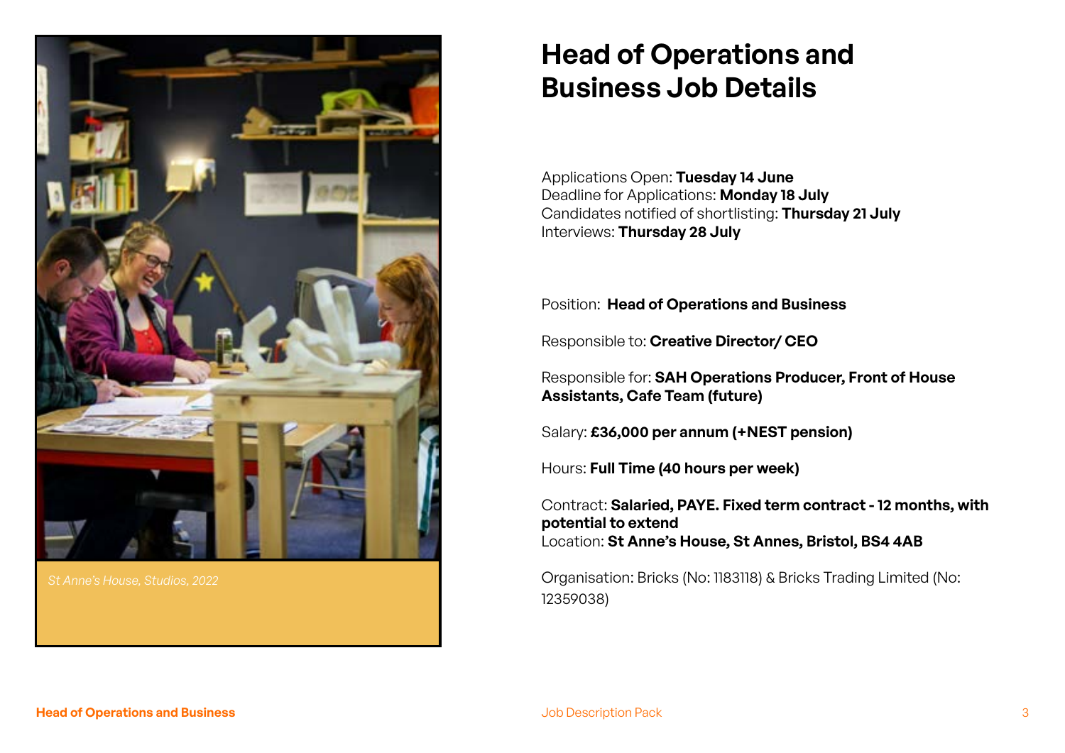*St Anne's House, Studios, 2022*

# Head of Operations and Business Job Details

Applications Open: **Tuesday 14 June**
Deadline for Applications: **Monday 18 July**
Candidates notified of shortlisting: **Thursday 21 July**
Interviews: **Thursday 28 July**

Position: **Head of Operations and Business**

Responsible to: **Creative Director/ CEO**

Responsible for: **SAH Operations Producer, Front of House Assistants, Cafe Team (future)**

Salary: **£36,000 per annum (+NEST pension)**

Hours: **Full Time (40 hours per week)**

Contract: **Salaried, PAYE. Fixed term contract - 12 months, with potential to extend**
Location: **St Anne's House, St Annes, Bristol, BS4 4AB**

Organisation: Bricks (No: 1183118) & Bricks Trading Limited (No: 12359038)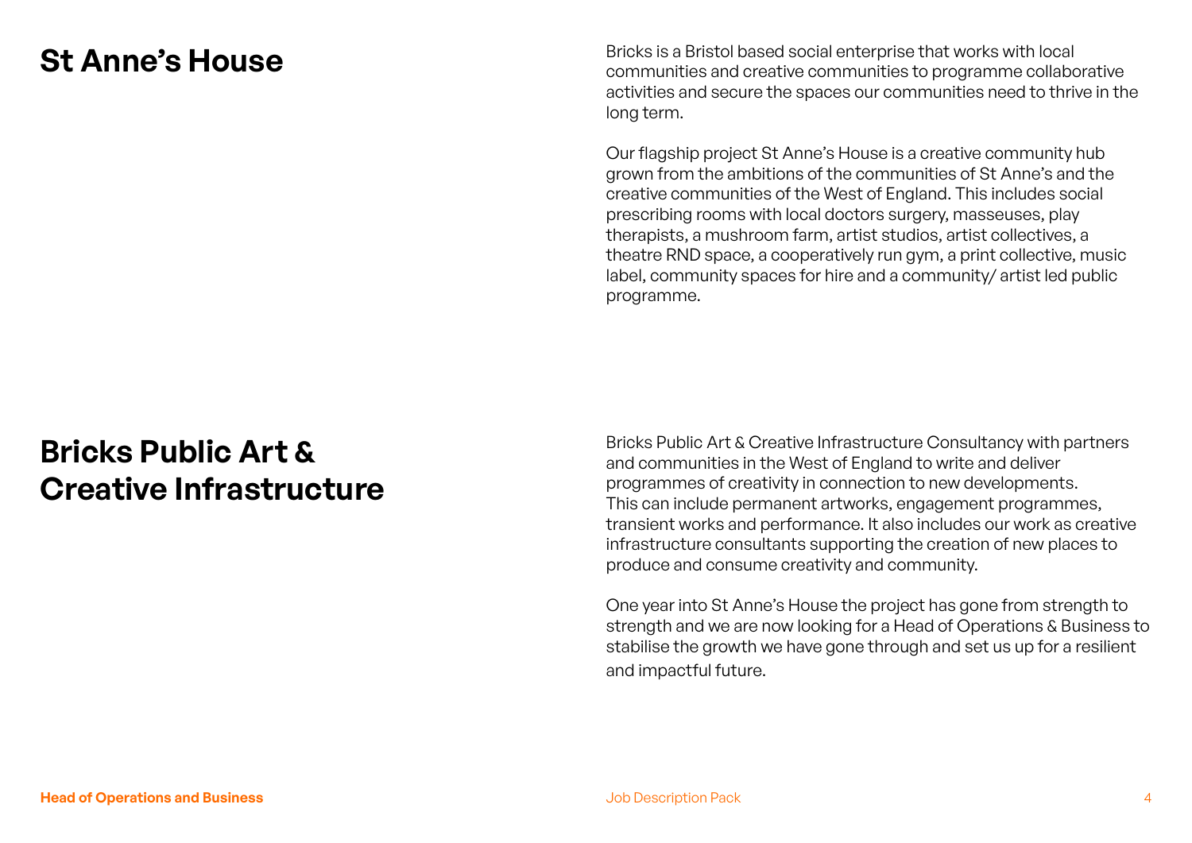## St Anne's House

Bricks is a Bristol based social enterprise that works with local communities and creative communities to programme collaborative activities and secure the spaces our communities need to thrive in the long term.

Our flagship project St Anne's House is a creative community hub grown from the ambitions of the communities of St Anne's and the creative communities of the West of England. This includes social prescribing rooms with local doctors surgery, masseuses, play therapists, a mushroom farm, artist studios, artist collectives, a theatre RND space, a cooperatively run gym, a print collective, music label, community spaces for hire and a community/ artist led public programme.

## Bricks Public Art & Creative Infrastructure

Bricks Public Art & Creative Infrastructure Consultancy with partners and communities in the West of England to write and deliver programmes of creativity in connection to new developments. This can include permanent artworks, engagement programmes, transient works and performance. It also includes our work as creative infrastructure consultants supporting the creation of new places to produce and consume creativity and community.

One year into St Anne's House the project has gone from strength to strength and we are now looking for a Head of Operations & Business to stabilise the growth we have gone through and set us up for a resilient and impactful future.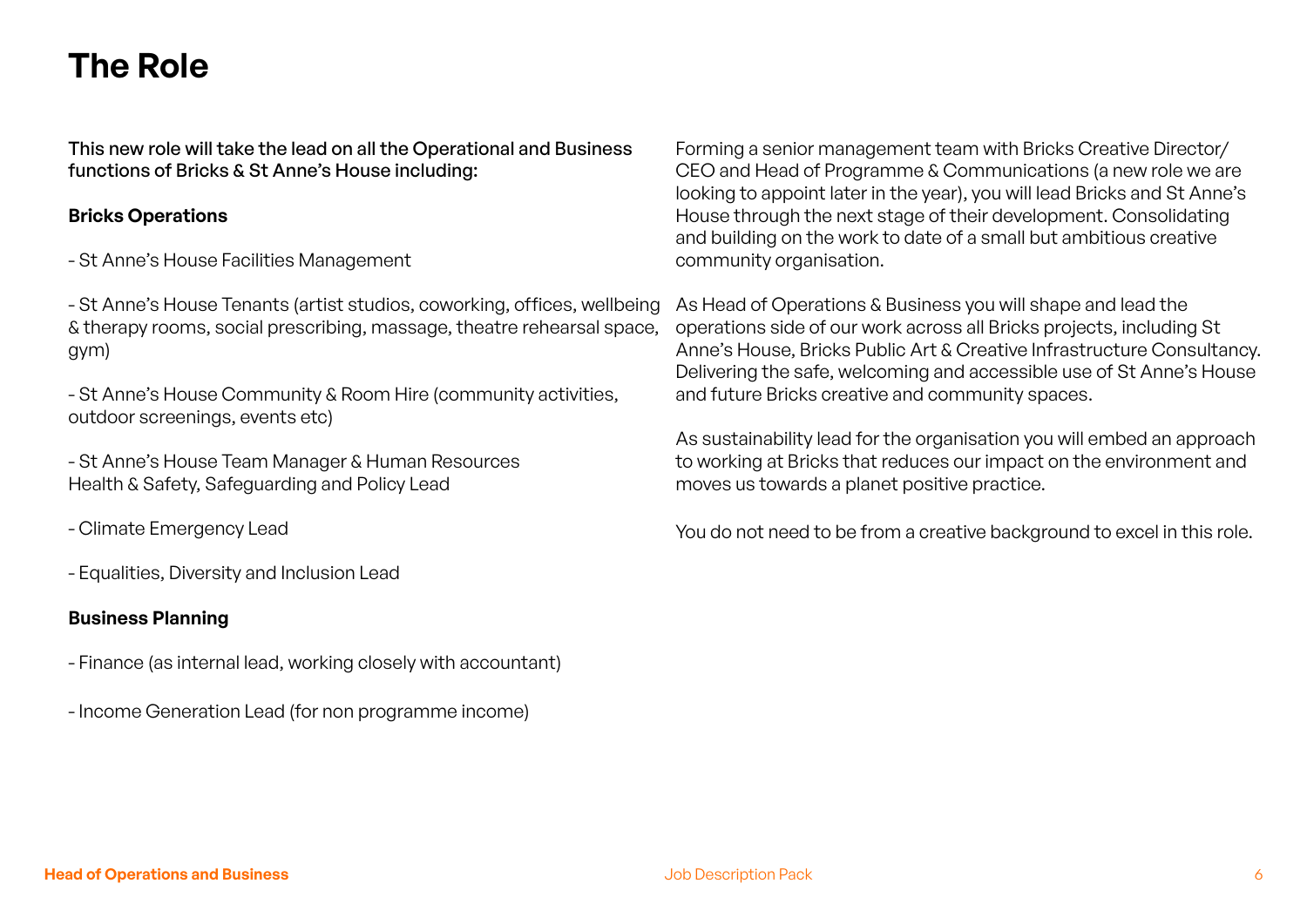# The Role

This new role will take the lead on all the Operational and Business functions of Bricks & St Anne's House including:

**Bricks Operations**

- St Anne's House Facilities Management

- St Anne's House Tenants (artist studios, coworking, offices, wellbeing & therapy rooms, social prescribing, massage, theatre rehearsal space, gym)

- St Anne's House Community & Room Hire (community activities, outdoor screenings, events etc)

- St Anne's House Team Manager & Human Resources Health & Safety, Safeguarding and Policy Lead

- Climate Emergency Lead

- Equalities, Diversity and Inclusion Lead

**Business Planning**

- Finance (as internal lead, working closely with accountant)

- Income Generation Lead (for non programme income)

Forming a senior management team with Bricks Creative Director/ CEO and Head of Programme & Communications (a new role we are looking to appoint later in the year), you will lead Bricks and St Anne's House through the next stage of their development. Consolidating and building on the work to date of a small but ambitious creative community organisation.

As Head of Operations & Business you will shape and lead the operations side of our work across all Bricks projects, including St Anne's House, Bricks Public Art & Creative Infrastructure Consultancy. Delivering the safe, welcoming and accessible use of St Anne's House and future Bricks creative and community spaces.

As sustainability lead for the organisation you will embed an approach to working at Bricks that reduces our impact on the environment and moves us towards a planet positive practice.

You do not need to be from a creative background to excel in this role.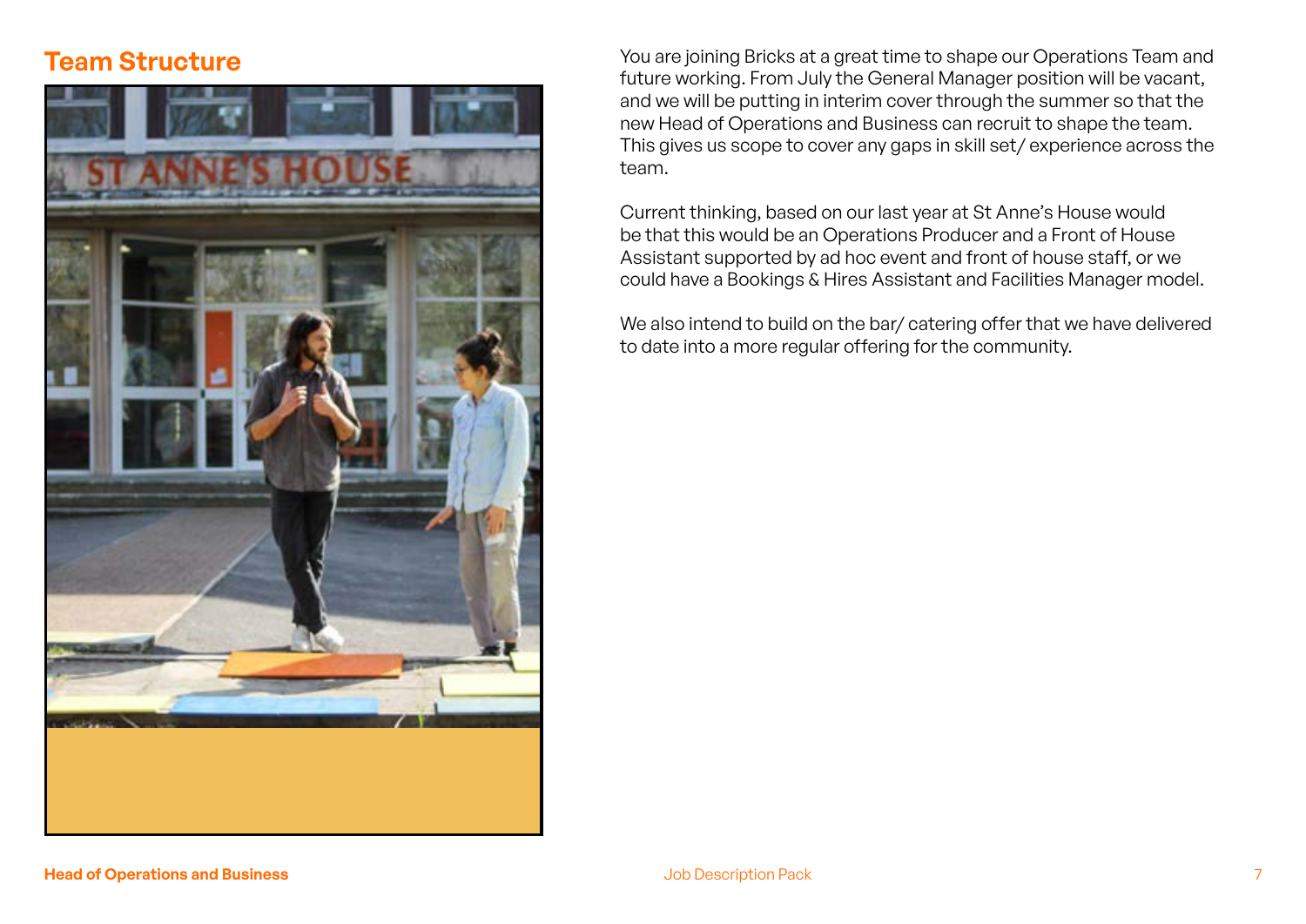## Team Structure

You are joining Bricks at a great time to shape our Operations Team and future working. From July the General Manager position will be vacant, and we will be putting in interim cover through the summer so that the new Head of Operations and Business can recruit to shape the team. This gives us scope to cover any gaps in skill set/ experience across the team.

Current thinking, based on our last year at St Anne's House would be that this would be an Operations Producer and a Front of House Assistant supported by ad hoc event and front of house staff, or we could have a Bookings & Hires Assistant and Facilities Manager model.

We also intend to build on the bar/ catering offer that we have delivered to date into a more regular offering for the community.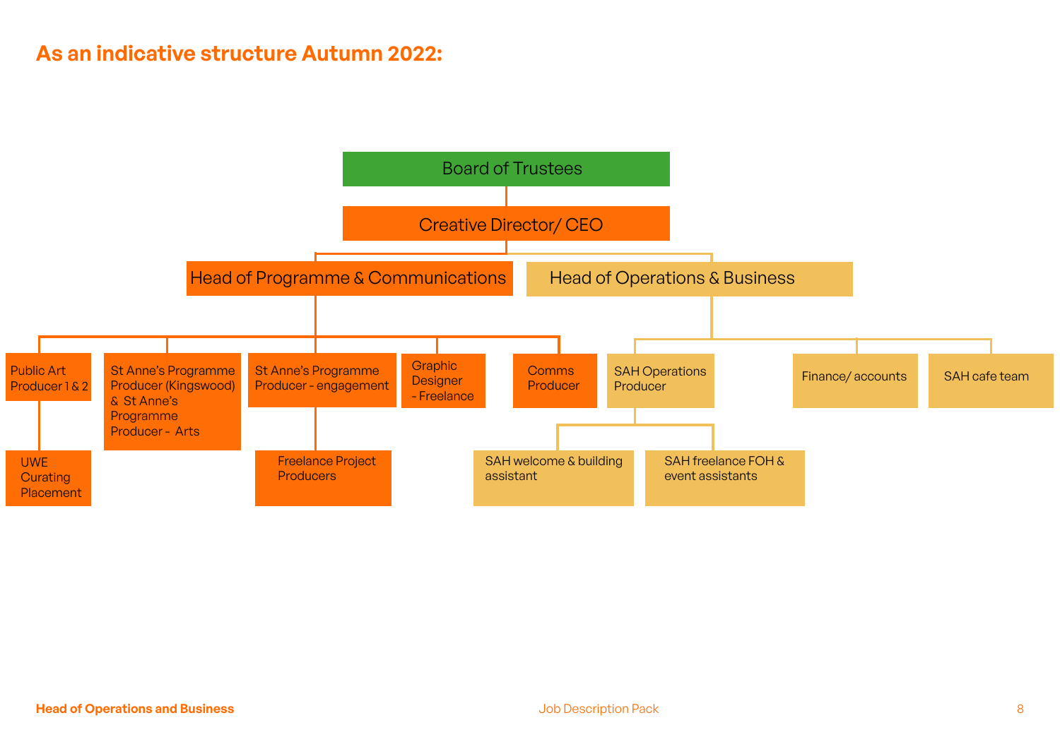## As an indicative structure Autumn 2022:

- **Board of Trustees**
  - **Creative Director/ CEO**
    - **Head of Programme & Communications**
      - Public Art Producer 1 & 2
        - UWE Curating Placement
      - St Anne's Programme Producer (Kingswood) & St Anne's Programme Producer - Arts
      - St Anne's Programme Producer - engagement
        - Freelance Project Producers
      - Graphic Designer - Freelance
      - Comms Producer
    - **Head of Operations & Business**
      - SAH Operations Producer
        - SAH welcome & building assistant
        - SAH freelance FOH & event assistants
      - Finance/ accounts
      - SAH cafe team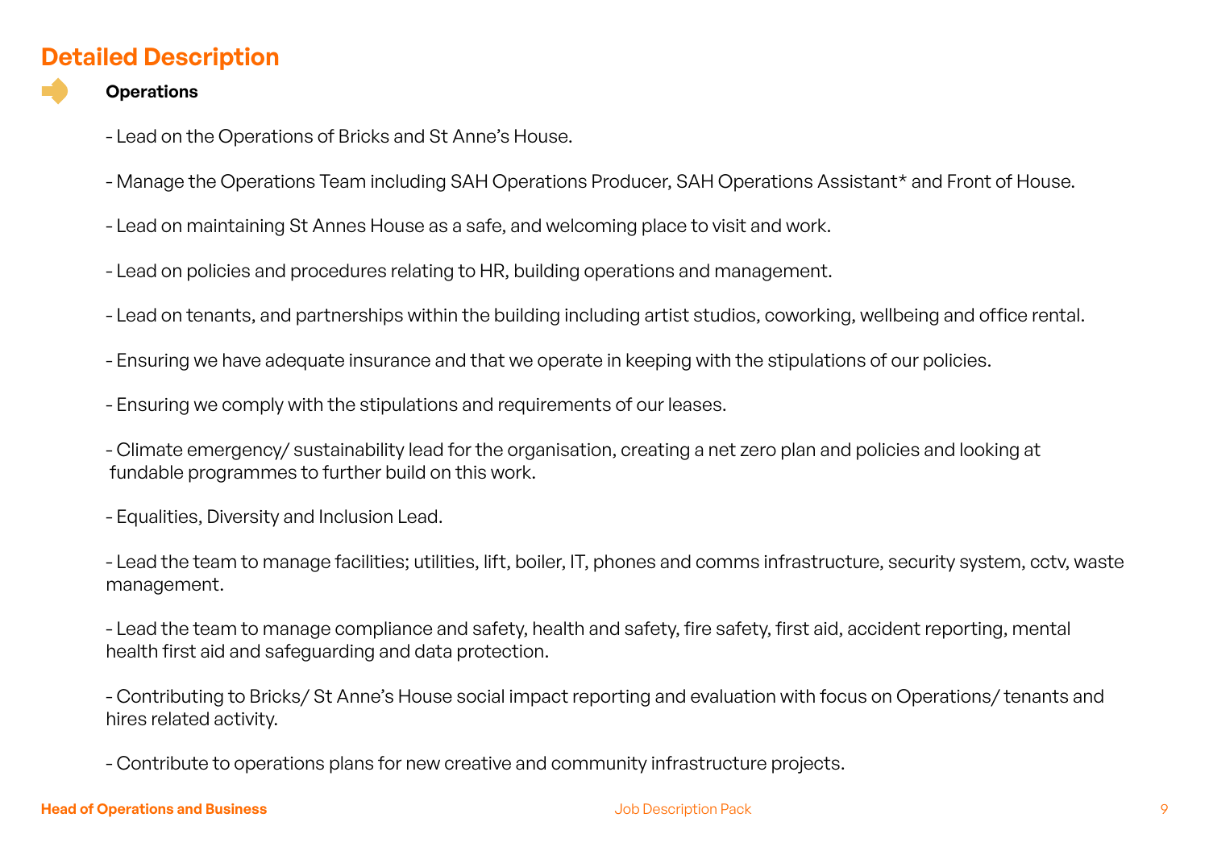## Detailed Description

### Operations

- Lead on the Operations of Bricks and St Anne's House.

- Manage the Operations Team including SAH Operations Producer, SAH Operations Assistant* and Front of House.

- Lead on maintaining St Annes House as a safe, and welcoming place to visit and work.

- Lead on policies and procedures relating to HR, building operations and management.

- Lead on tenants, and partnerships within the building including artist studios, coworking, wellbeing and office rental.

- Ensuring we have adequate insurance and that we operate in keeping with the stipulations of our policies.

- Ensuring we comply with the stipulations and requirements of our leases.

- Climate emergency/ sustainability lead for the organisation, creating a net zero plan and policies and looking at fundable programmes to further build on this work.

- Equalities, Diversity and Inclusion Lead.

- Lead the team to manage facilities; utilities, lift, boiler, IT, phones and comms infrastructure, security system, cctv, waste management.

- Lead the team to manage compliance and safety, health and safety, fire safety, first aid, accident reporting, mental health first aid and safeguarding and data protection.

- Contributing to Bricks/ St Anne's House social impact reporting and evaluation with focus on Operations/ tenants and hires related activity.

- Contribute to operations plans for new creative and community infrastructure projects.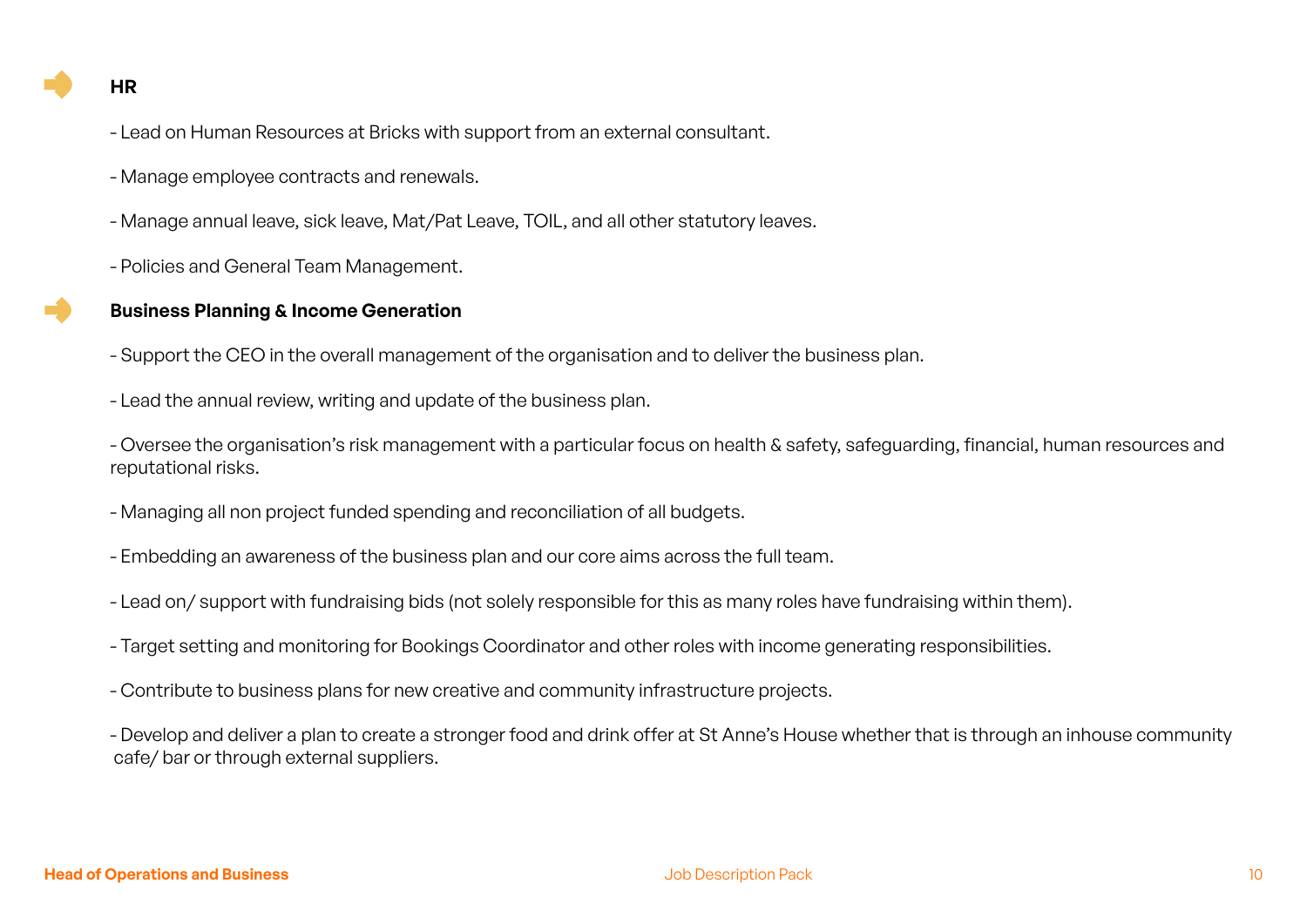### HR

- Lead on Human Resources at Bricks with support from an external consultant.

- Manage employee contracts and renewals.

- Manage annual leave, sick leave, Mat/Pat Leave, TOIL, and all other statutory leaves.

- Policies and General Team Management.

### Business Planning & Income Generation

- Support the CEO in the overall management of the organisation and to deliver the business plan.

- Lead the annual review, writing and update of the business plan.

- Oversee the organisation's risk management with a particular focus on health & safety, safeguarding, financial, human resources and reputational risks.

- Managing all non project funded spending and reconciliation of all budgets.

- Embedding an awareness of the business plan and our core aims across the full team.

- Lead on/ support with fundraising bids (not solely responsible for this as many roles have fundraising within them).

- Target setting and monitoring for Bookings Coordinator and other roles with income generating responsibilities.

- Contribute to business plans for new creative and community infrastructure projects.

- Develop and deliver a plan to create a stronger food and drink offer at St Anne's House whether that is through an inhouse community cafe/ bar or through external suppliers.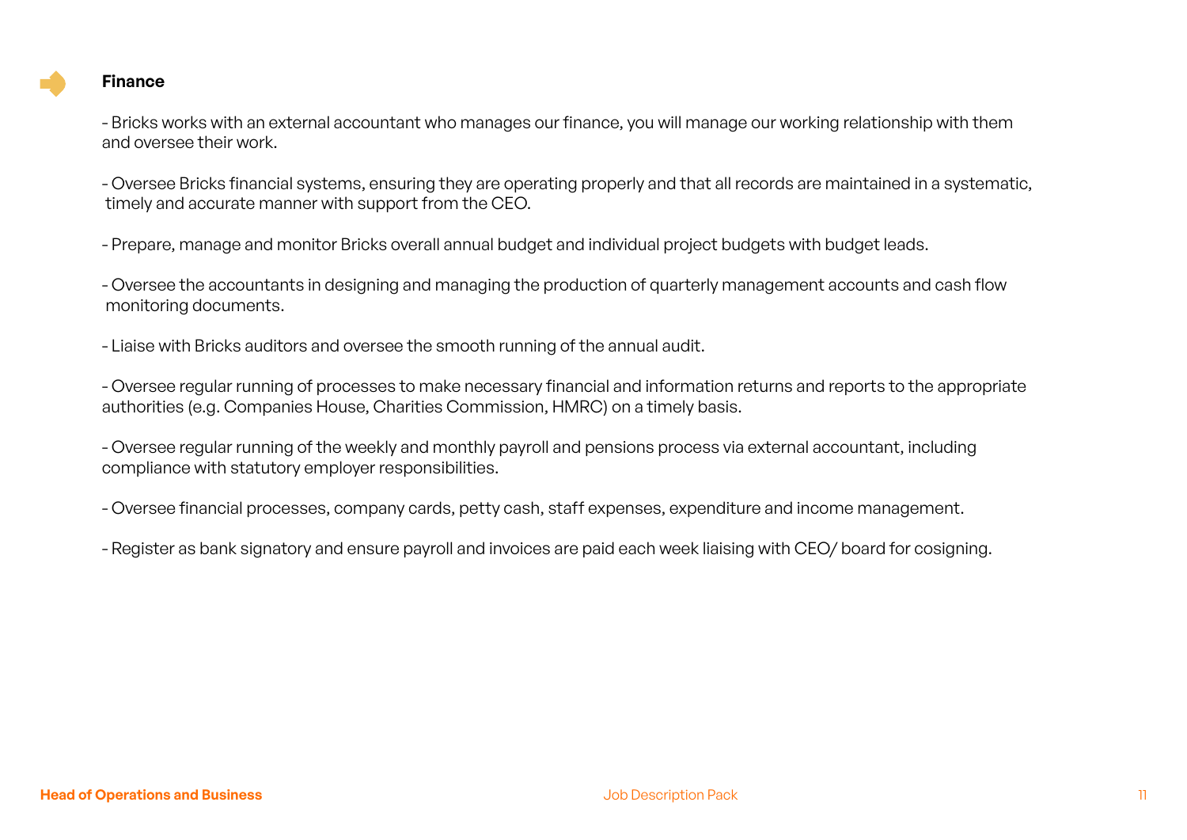## Finance

- Bricks works with an external accountant who manages our finance, you will manage our working relationship with them and oversee their work.

- Oversee Bricks financial systems, ensuring they are operating properly and that all records are maintained in a systematic, timely and accurate manner with support from the CEO.

- Prepare, manage and monitor Bricks overall annual budget and individual project budgets with budget leads.

- Oversee the accountants in designing and managing the production of quarterly management accounts and cash flow monitoring documents.

- Liaise with Bricks auditors and oversee the smooth running of the annual audit.

- Oversee regular running of processes to make necessary financial and information returns and reports to the appropriate authorities (e.g. Companies House, Charities Commission, HMRC) on a timely basis.

- Oversee regular running of the weekly and monthly payroll and pensions process via external accountant, including compliance with statutory employer responsibilities.

- Oversee financial processes, company cards, petty cash, staff expenses, expenditure and income management.

- Register as bank signatory and ensure payroll and invoices are paid each week liaising with CEO/ board for cosigning.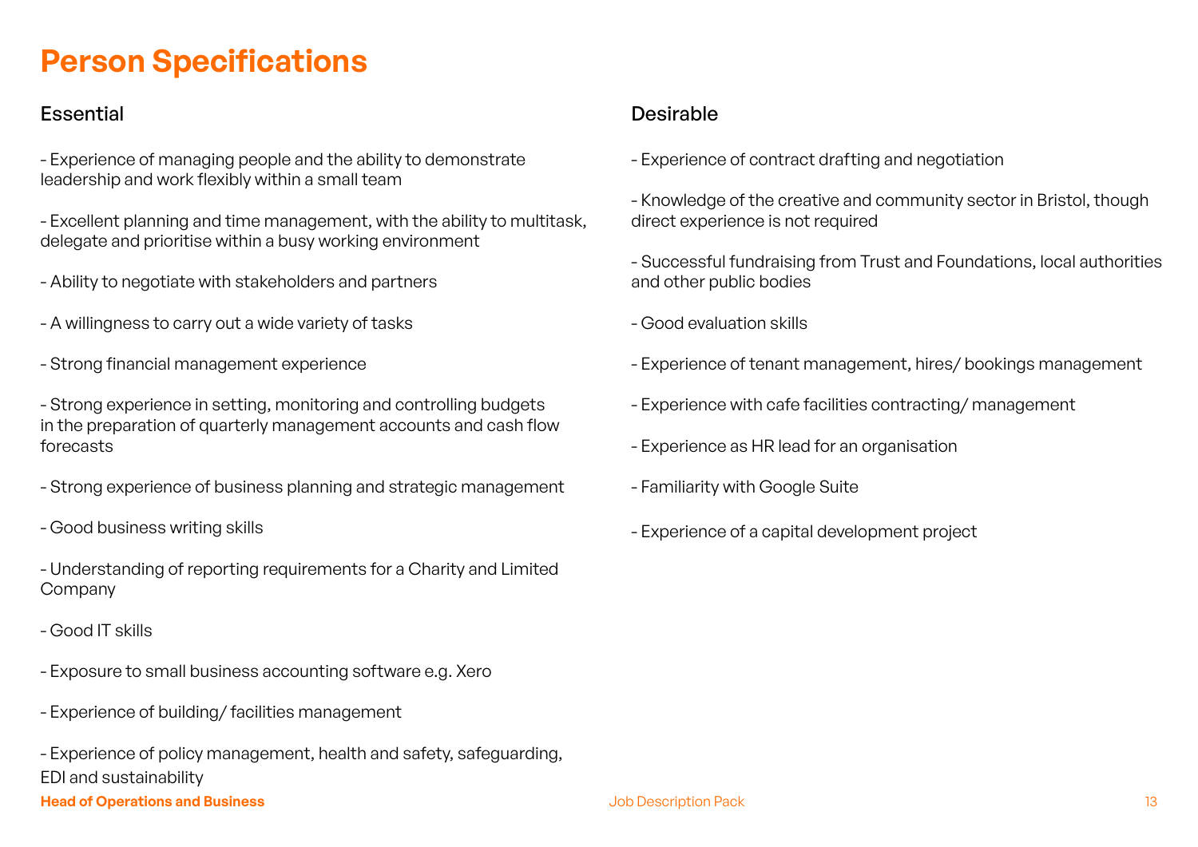# Person Specifications

## Essential

- Experience of managing people and the ability to demonstrate leadership and work flexibly within a small team

- Excellent planning and time management, with the ability to multitask, delegate and prioritise within a busy working environment

- Ability to negotiate with stakeholders and partners

- A willingness to carry out a wide variety of tasks

- Strong financial management experience

- Strong experience in setting, monitoring and controlling budgets in the preparation of quarterly management accounts and cash flow forecasts

- Strong experience of business planning and strategic management

- Good business writing skills

- Understanding of reporting requirements for a Charity and Limited Company

- Good IT skills

- Exposure to small business accounting software e.g. Xero

- Experience of building/ facilities management

- Experience of policy management, health and safety, safeguarding, EDI and sustainability

## Desirable

- Experience of contract drafting and negotiation

- Knowledge of the creative and community sector in Bristol, though direct experience is not required

- Successful fundraising from Trust and Foundations, local authorities and other public bodies

- Good evaluation skills

- Experience of tenant management, hires/ bookings management

- Experience with cafe facilities contracting/ management

- Experience as HR lead for an organisation

- Familiarity with Google Suite

- Experience of a capital development project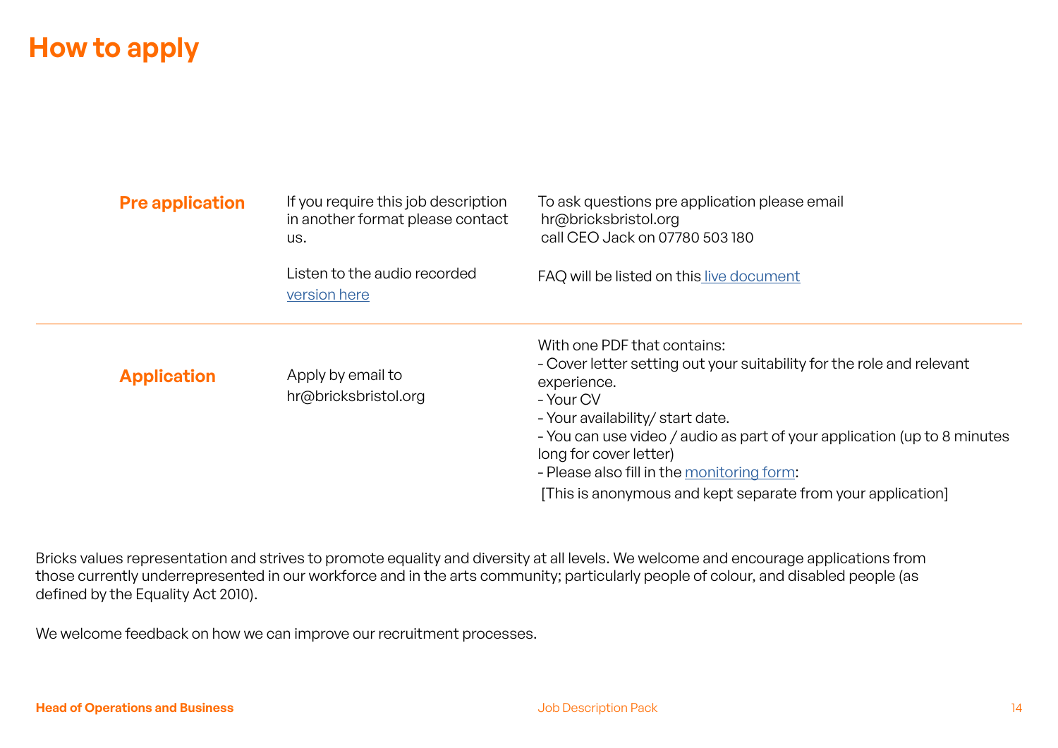# How to apply

## Pre application

If you require this job description in another format please contact us.

Listen to the audio recorded version here

To ask questions pre application please email hr@bricksbristol.org
call CEO Jack on 07780 503 180

FAQ will be listed on this live document

## Application

Apply by email to hr@bricksbristol.org

With one PDF that contains:
- Cover letter setting out your suitability for the role and relevant experience.
- Your CV
- Your availability/ start date.
- You can use video / audio as part of your application (up to 8 minutes long for cover letter)
- Please also fill in the monitoring form:
 [This is anonymous and kept separate from your application]

Bricks values representation and strives to promote equality and diversity at all levels. We welcome and encourage applications from those currently underrepresented in our workforce and in the arts community; particularly people of colour, and disabled people (as defined by the Equality Act 2010).

We welcome feedback on how we can improve our recruitment processes.